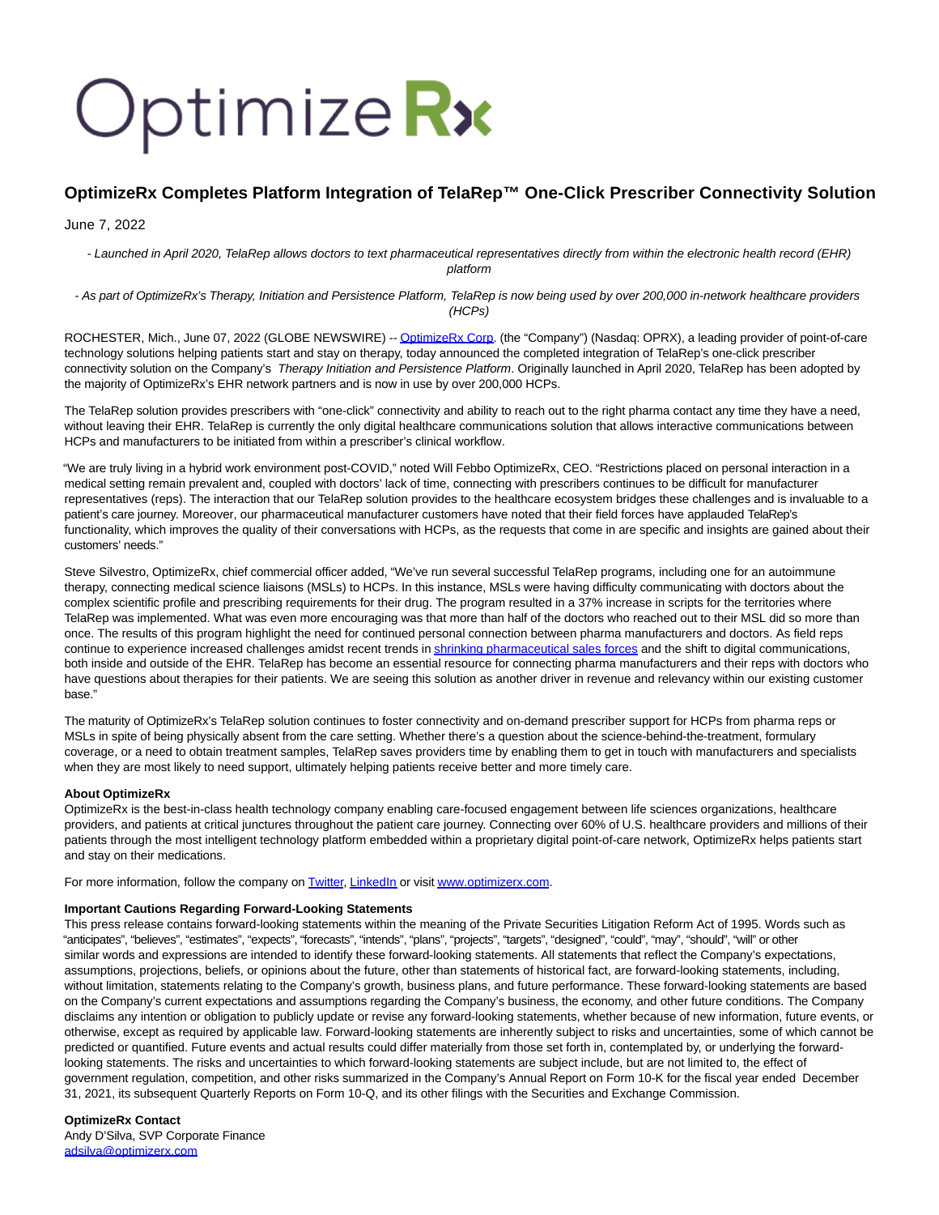OptimizeRx

# OptimizeRx Completes Platform Integration of TelaRep™ One-Click Prescriber Connectivity Solution

June 7, 2022

*- Launched in April 2020, TelaRep allows doctors to text pharmaceutical representatives directly from within the electronic health record (EHR) platform*

*- As part of OptimizeRx's Therapy, Initiation and Persistence Platform, TelaRep is now being used by over 200,000 in-network healthcare providers (HCPs)*

ROCHESTER, Mich., June 07, 2022 (GLOBE NEWSWIRE) -- OptimizeRx Corp. (the "Company") (Nasdaq: OPRX), a leading provider of point-of-care technology solutions helping patients start and stay on therapy, today announced the completed integration of TelaRep's one-click prescriber connectivity solution on the Company's *Therapy Initiation and Persistence Platform*. Originally launched in April 2020, TelaRep has been adopted by the majority of OptimizeRx's EHR network partners and is now in use by over 200,000 HCPs.

The TelaRep solution provides prescribers with "one-click" connectivity and ability to reach out to the right pharma contact any time they have a need, without leaving their EHR. TelaRep is currently the only digital healthcare communications solution that allows interactive communications between HCPs and manufacturers to be initiated from within a prescriber's clinical workflow.

"We are truly living in a hybrid work environment post-COVID," noted Will Febbo OptimizeRx, CEO. "Restrictions placed on personal interaction in a medical setting remain prevalent and, coupled with doctors' lack of time, connecting with prescribers continues to be difficult for manufacturer representatives (reps). The interaction that our TelaRep solution provides to the healthcare ecosystem bridges these challenges and is invaluable to a patient's care journey. Moreover, our pharmaceutical manufacturer customers have noted that their field forces have applauded TelaRep's functionality, which improves the quality of their conversations with HCPs, as the requests that come in are specific and insights are gained about their customers' needs."

Steve Silvestro, OptimizeRx, chief commercial officer added, "We've run several successful TelaRep programs, including one for an autoimmune therapy, connecting medical science liaisons (MSLs) to HCPs. In this instance, MSLs were having difficulty communicating with doctors about the complex scientific profile and prescribing requirements for their drug. The program resulted in a 37% increase in scripts for the territories where TelaRep was implemented. What was even more encouraging was that more than half of the doctors who reached out to their MSL did so more than once. The results of this program highlight the need for continued personal connection between pharma manufacturers and doctors. As field reps continue to experience increased challenges amidst recent trends in shrinking pharmaceutical sales forces and the shift to digital communications, both inside and outside of the EHR. TelaRep has become an essential resource for connecting pharma manufacturers and their reps with doctors who have questions about therapies for their patients. We are seeing this solution as another driver in revenue and relevancy within our existing customer base."

The maturity of OptimizeRx's TelaRep solution continues to foster connectivity and on-demand prescriber support for HCPs from pharma reps or MSLs in spite of being physically absent from the care setting. Whether there's a question about the science-behind-the-treatment, formulary coverage, or a need to obtain treatment samples, TelaRep saves providers time by enabling them to get in touch with manufacturers and specialists when they are most likely to need support, ultimately helping patients receive better and more timely care.

**About OptimizeRx**
OptimizeRx is the best-in-class health technology company enabling care-focused engagement between life sciences organizations, healthcare providers, and patients at critical junctures throughout the patient care journey. Connecting over 60% of U.S. healthcare providers and millions of their patients through the most intelligent technology platform embedded within a proprietary digital point-of-care network, OptimizeRx helps patients start and stay on their medications.

For more information, follow the company on Twitter, LinkedIn or visit www.optimizerx.com.

**Important Cautions Regarding Forward-Looking Statements**
This press release contains forward-looking statements within the meaning of the Private Securities Litigation Reform Act of 1995. Words such as "anticipates", "believes", "estimates", "expects", "forecasts", "intends", "plans", "projects", "targets", "designed", "could", "may", "should", "will" or other similar words and expressions are intended to identify these forward-looking statements. All statements that reflect the Company's expectations, assumptions, projections, beliefs, or opinions about the future, other than statements of historical fact, are forward-looking statements, including, without limitation, statements relating to the Company's growth, business plans, and future performance. These forward-looking statements are based on the Company's current expectations and assumptions regarding the Company's business, the economy, and other future conditions. The Company disclaims any intention or obligation to publicly update or revise any forward-looking statements, whether because of new information, future events, or otherwise, except as required by applicable law. Forward-looking statements are inherently subject to risks and uncertainties, some of which cannot be predicted or quantified. Future events and actual results could differ materially from those set forth in, contemplated by, or underlying the forward-looking statements. The risks and uncertainties to which forward-looking statements are subject include, but are not limited to, the effect of government regulation, competition, and other risks summarized in the Company's Annual Report on Form 10-K for the fiscal year ended December 31, 2021, its subsequent Quarterly Reports on Form 10-Q, and its other filings with the Securities and Exchange Commission.

**OptimizeRx Contact**
Andy D'Silva, SVP Corporate Finance
adsilva@optimizerx.com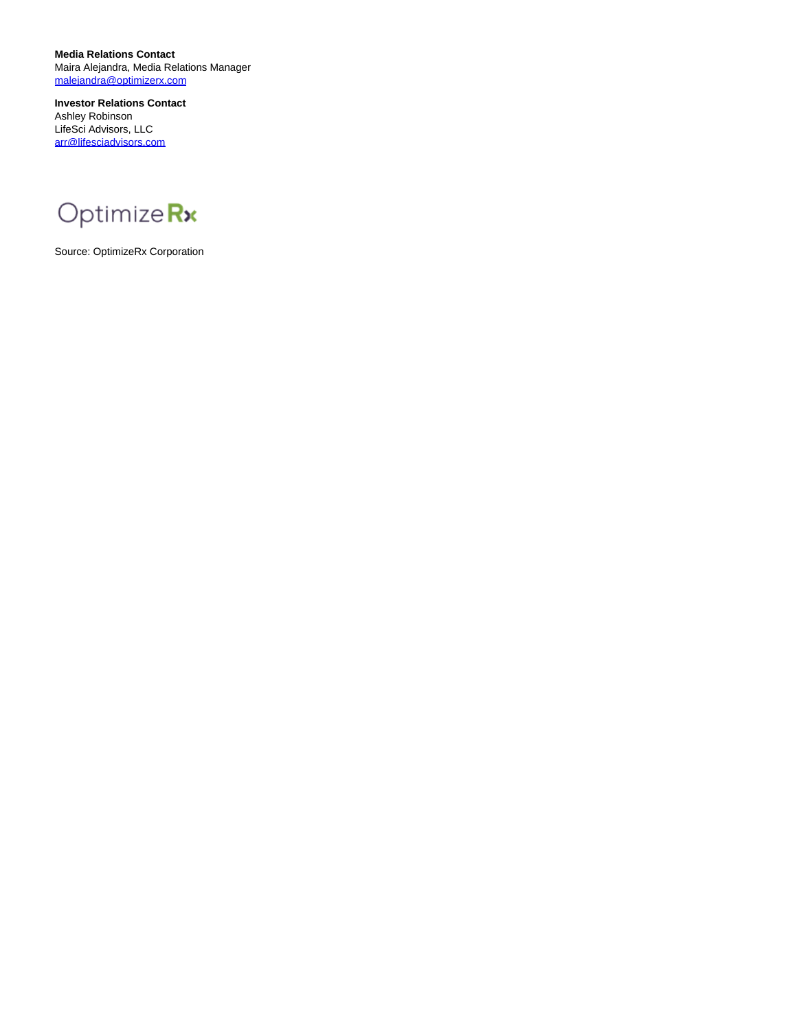**Media Relations Contact**
Maira Alejandra, Media Relations Manager
malejandra@optimizerx.com

**Investor Relations Contact**
Ashley Robinson
LifeSci Advisors, LLC
arr@lifesciadvisors.com

OptimizeRx

Source: OptimizeRx Corporation